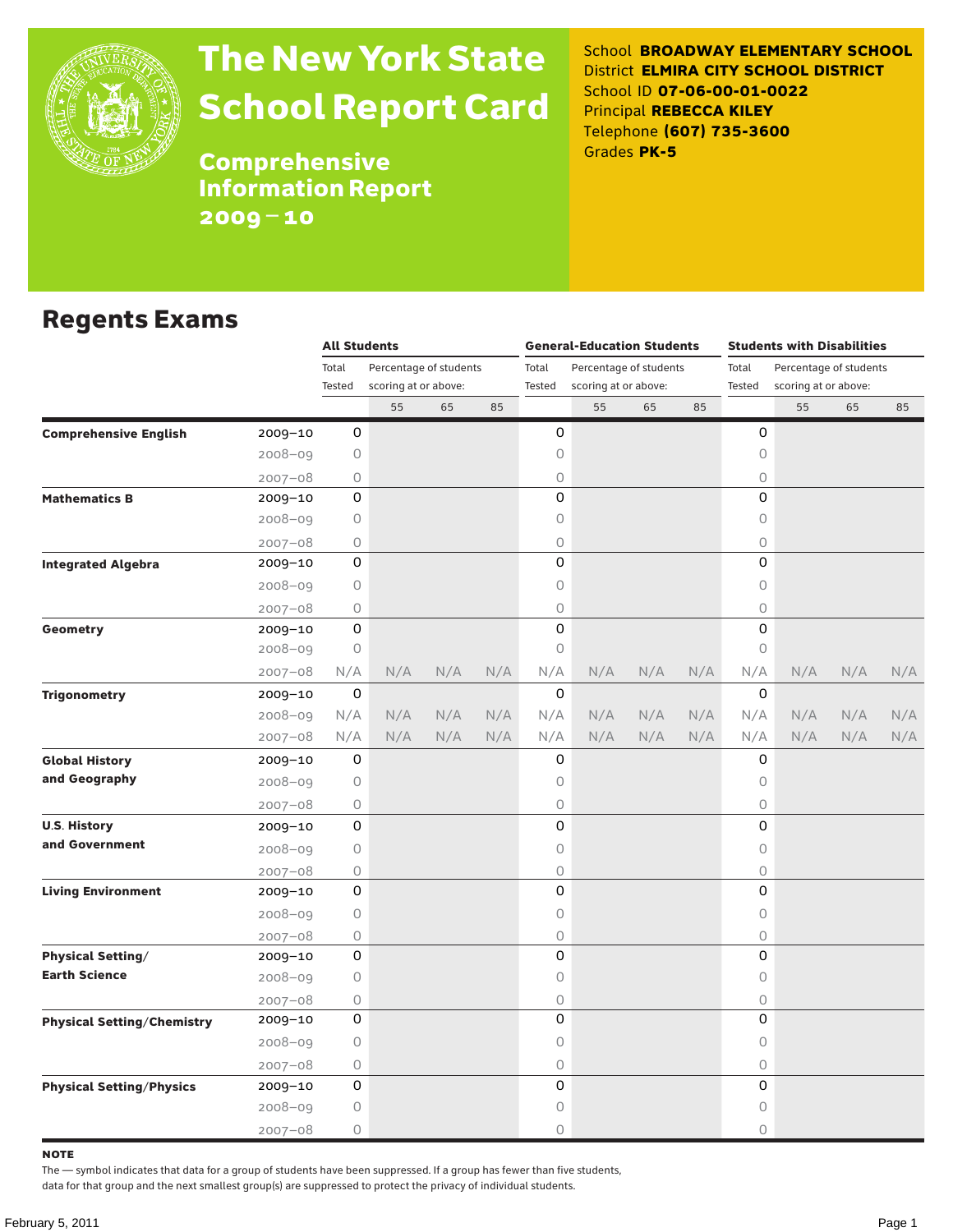# The New York State School Report Card

## Comprehensive Information Report 2009–10

School **BROADWAY ELEMENTARY SCHOOL**
District **ELMIRA CITY SCHOOL DISTRICT**
School ID **07-06-00-01-0022**
Principal **REBECCA KILEY**
Telephone **(607) 735-3600**
Grades **PK-5**

## Regents Exams

| | | All Students | | | | General-Education Students | | | | Students with Disabilities | | | |
|---|---|---|---|---|---|---|---|---|---|---|---|---|---|
| | | Total Tested | Percentage of students scoring at or above: | | | Total Tested | Percentage of students scoring at or above: | | | Total Tested | Percentage of students scoring at or above: | | |
| | | | 55 | 65 | 85 | | 55 | 65 | 85 | | 55 | 65 | 85 |
| **Comprehensive English** | 2009–10 | 0 | | | | 0 | | | | 0 | | | |
| | 2008–09 | 0 | | | | 0 | | | | 0 | | | |
| | 2007–08 | 0 | | | | 0 | | | | 0 | | | |
| **Mathematics B** | 2009–10 | 0 | | | | 0 | | | | 0 | | | |
| | 2008–09 | 0 | | | | 0 | | | | 0 | | | |
| | 2007–08 | 0 | | | | 0 | | | | 0 | | | |
| **Integrated Algebra** | 2009–10 | 0 | | | | 0 | | | | 0 | | | |
| | 2008–09 | 0 | | | | 0 | | | | 0 | | | |
| | 2007–08 | 0 | | | | 0 | | | | 0 | | | |
| **Geometry** | 2009–10 | 0 | | | | 0 | | | | 0 | | | |
| | 2008–09 | 0 | | | | 0 | | | | 0 | | | |
| | 2007–08 | N/A | N/A | N/A | N/A | N/A | N/A | N/A | N/A | N/A | N/A | N/A | N/A |
| **Trigonometry** | 2009–10 | 0 | | | | 0 | | | | 0 | | | |
| | 2008–09 | N/A | N/A | N/A | N/A | N/A | N/A | N/A | N/A | N/A | N/A | N/A | N/A |
| | 2007–08 | N/A | N/A | N/A | N/A | N/A | N/A | N/A | N/A | N/A | N/A | N/A | N/A |
| **Global History and Geography** | 2009–10 | 0 | | | | 0 | | | | 0 | | | |
| | 2008–09 | 0 | | | | 0 | | | | 0 | | | |
| | 2007–08 | 0 | | | | 0 | | | | 0 | | | |
| **U.S. History and Government** | 2009–10 | 0 | | | | 0 | | | | 0 | | | |
| | 2008–09 | 0 | | | | 0 | | | | 0 | | | |
| | 2007–08 | 0 | | | | 0 | | | | 0 | | | |
| **Living Environment** | 2009–10 | 0 | | | | 0 | | | | 0 | | | |
| | 2008–09 | 0 | | | | 0 | | | | 0 | | | |
| | 2007–08 | 0 | | | | 0 | | | | 0 | | | |
| **Physical Setting/ Earth Science** | 2009–10 | 0 | | | | 0 | | | | 0 | | | |
| | 2008–09 | 0 | | | | 0 | | | | 0 | | | |
| | 2007–08 | 0 | | | | 0 | | | | 0 | | | |
| **Physical Setting/Chemistry** | 2009–10 | 0 | | | | 0 | | | | 0 | | | |
| | 2008–09 | 0 | | | | 0 | | | | 0 | | | |
| | 2007–08 | 0 | | | | 0 | | | | 0 | | | |
| **Physical Setting/Physics** | 2009–10 | 0 | | | | 0 | | | | 0 | | | |
| | 2008–09 | 0 | | | | 0 | | | | 0 | | | |
| | 2007–08 | 0 | | | | 0 | | | | 0 | | | |

**NOTE**

The — symbol indicates that data for a group of students have been suppressed. If a group has fewer than five students, data for that group and the next smallest group(s) are suppressed to protect the privacy of individual students.

February 5, 2011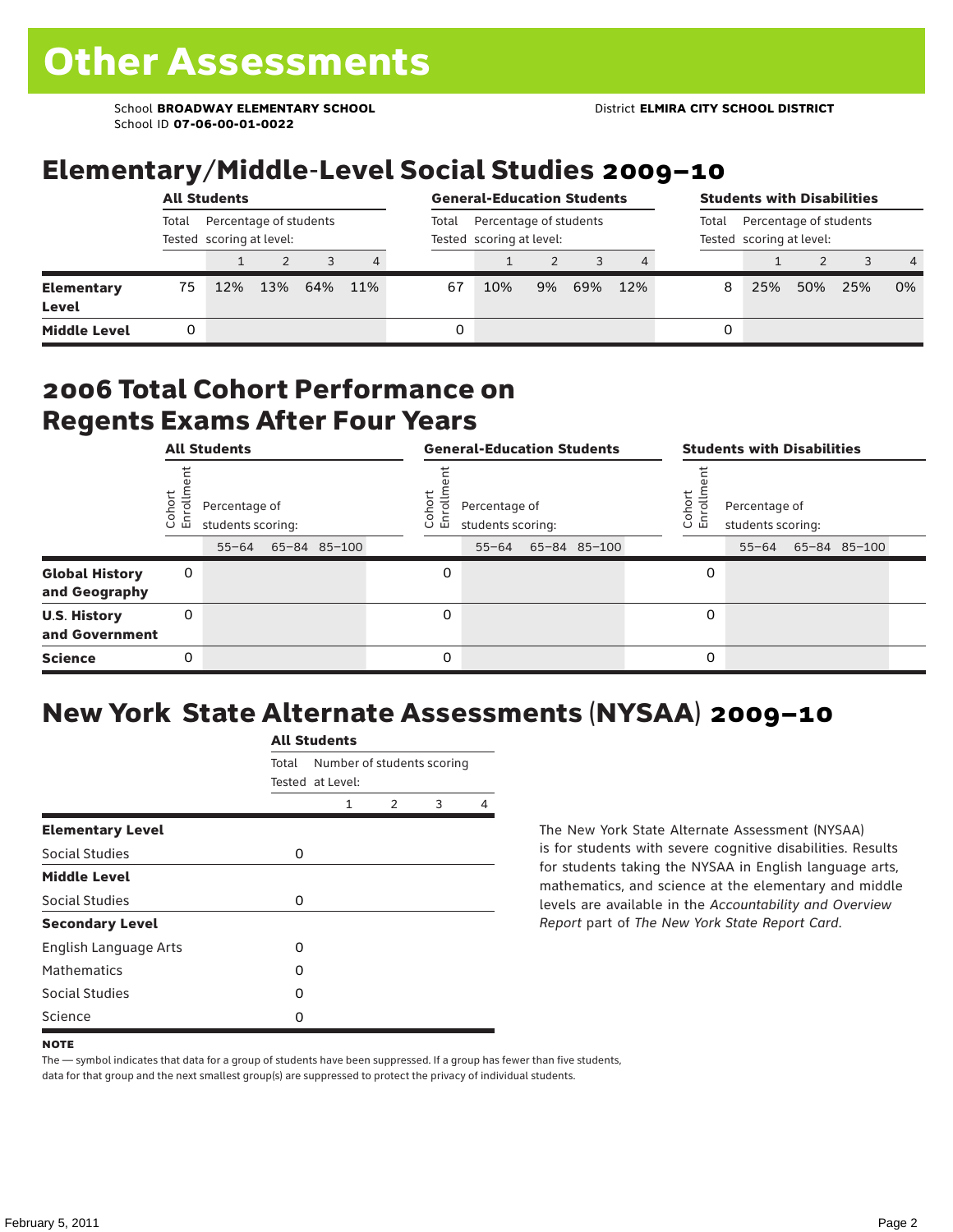# Other Assessments

School **BROADWAY ELEMENTARY SCHOOL**
School ID **07-06-00-01-0022**

District **ELMIRA CITY SCHOOL DISTRICT**

## Elementary/Middle-Level Social Studies 2009–10

| | All Students | | | | | General-Education Students | | | | | Students with Disabilities | | | | |
|---|---|---|---|---|---|---|---|---|---|---|---|---|---|---|---|
| | Total Tested | Percentage of students scoring at level: | | | | Total Tested | Percentage of students scoring at level: | | | | Total Tested | Percentage of students scoring at level: | | | |
| | | 1 | 2 | 3 | 4 | | 1 | 2 | 3 | 4 | | 1 | 2 | 3 | 4 |
| **Elementary Level** | 75 | 12% | 13% | 64% | 11% | 67 | 10% | 9% | 69% | 12% | 8 | 25% | 50% | 25% | 0% |
| **Middle Level** | 0 | | | | | 0 | | | | | 0 | | | | |

## 2006 Total Cohort Performance on Regents Exams After Four Years

| | All Students | | | | General-Education Students | | | | Students with Disabilities | | | |
|---|---|---|---|---|---|---|---|---|---|---|---|---|
| | Cohort Enrollment | Percentage of students scoring: | | | Cohort Enrollment | Percentage of students scoring: | | | Cohort Enrollment | Percentage of students scoring: | | |
| | | 55–64 | 65–84 | 85–100 | | 55–64 | 65–84 | 85–100 | | 55–64 | 65–84 | 85–100 |
| **Global History and Geography** | 0 | | | | 0 | | | | 0 | | | |
| **U.S. History and Government** | 0 | | | | 0 | | | | 0 | | | |
| **Science** | 0 | | | | 0 | | | | 0 | | | |

## New York State Alternate Assessments (NYSAA) 2009–10

| | All Students | | | | |
|---|---|---|---|---|---|
| | Total Tested | Number of students scoring at Level: | | | |
| | | 1 | 2 | 3 | 4 |
| **Elementary Level** | | | | | |
| Social Studies | 0 | | | | |
| **Middle Level** | | | | | |
| Social Studies | 0 | | | | |
| **Secondary Level** | | | | | |
| English Language Arts | 0 | | | | |
| Mathematics | 0 | | | | |
| Social Studies | 0 | | | | |
| Science | 0 | | | | |

The New York State Alternate Assessment (NYSAA) is for students with severe cognitive disabilities. Results for students taking the NYSAA in English language arts, mathematics, and science at the elementary and middle levels are available in the *Accountability and Overview Report* part of *The New York State Report Card*.

**NOTE**

The — symbol indicates that data for a group of students have been suppressed. If a group has fewer than five students, data for that group and the next smallest group(s) are suppressed to protect the privacy of individual students.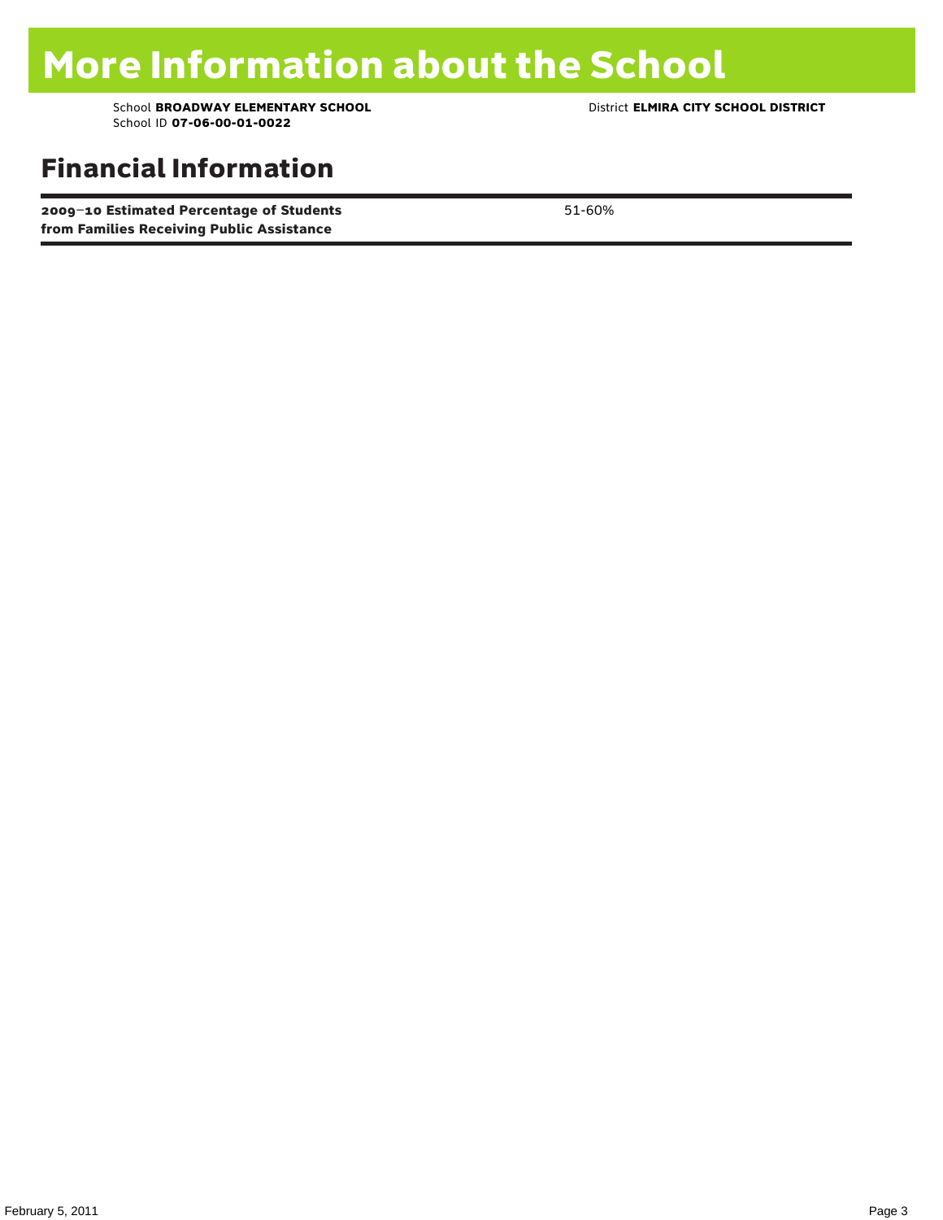# More Information about the School

School **BROADWAY ELEMENTARY SCHOOL**
School ID **07-06-00-01-0022**

District **ELMIRA CITY SCHOOL DISTRICT**

## Financial Information

| | |
|---|---|
| **2009–10 Estimated Percentage of Students from Families Receiving Public Assistance** | 51-60% |